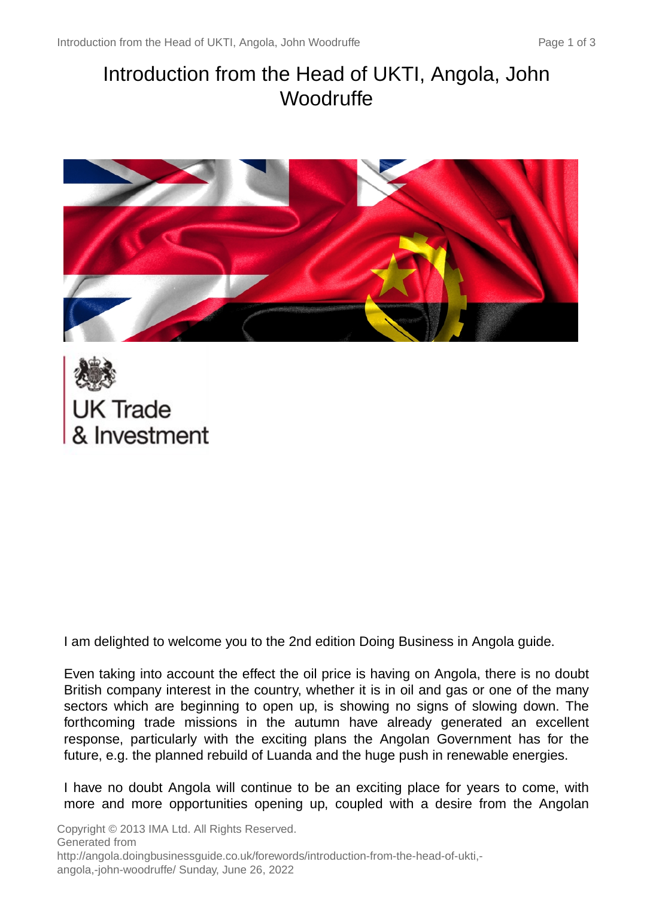# Introduction from the Head of UKTI, Angola, John Woodruffe

UK Trade & Investment

I am delighted to welcome you to the 2nd edition Doing Business in Angola guide.

Even taking into account the effect the oil price is having on Angola, there is no doubt British company interest in the country, whether it is in oil and gas or one of the many sectors which are beginning to open up, is showing no signs of slowing down. The forthcoming trade missions in the autumn have already generated an excellent response, particularly with the exciting plans the Angolan Government has for the future, e.g. the planned rebuild of Luanda and the huge push in renewable energies.

I have no doubt Angola will continue to be an exciting place for years to come, with more and more opportunities opening up, coupled with a desire from the Angolan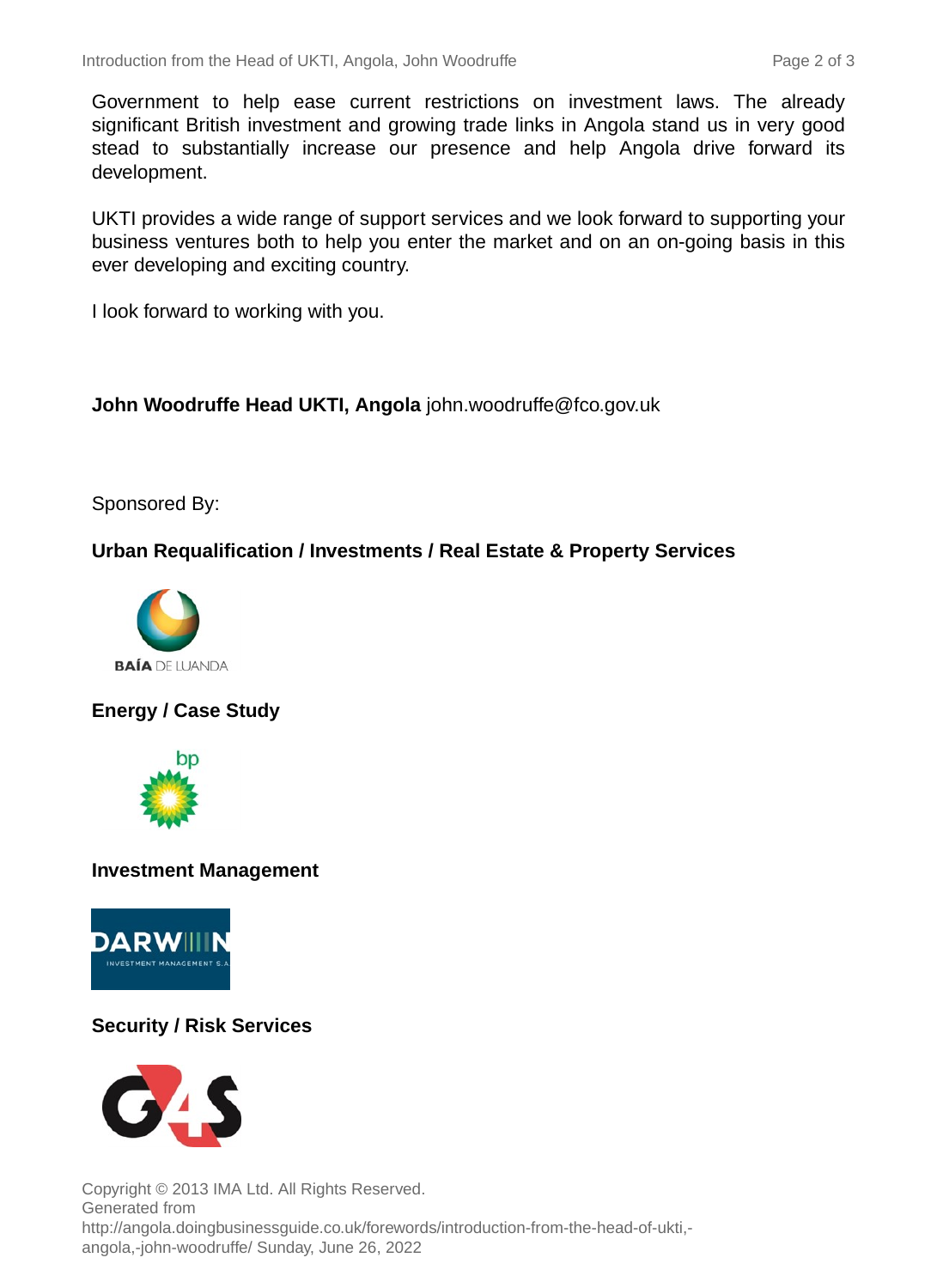Government to help ease current restrictions on investment laws. The already significant British investment and growing trade links in Angola stand us in very good stead to substantially increase our presence and help Angola drive forward its development.

UKTI provides a wide range of support services and we look forward to supporting your business ventures both to help you enter the market and on an on-going basis in this ever developing and exciting country.

I look forward to working with you.

**John Woodruffe Head UKTI, Angola** john.woodruffe@fco.gov.uk

Sponsored By:

**Urban Requalification / Investments / Real Estate & Property Services**

BAÍA DE LUANDA

**Energy / Case Study**

bp

**Investment Management**

DARWIN INVESTMENT MANAGEMENT S.A.

**Security / Risk Services**

G4S

Copyright © 2013 IMA Ltd. All Rights Reserved.
Generated from http://angola.doingbusinessguide.co.uk/forewords/introduction-from-the-head-of-ukti,-angola,-john-woodruffe/ Sunday, June 26, 2022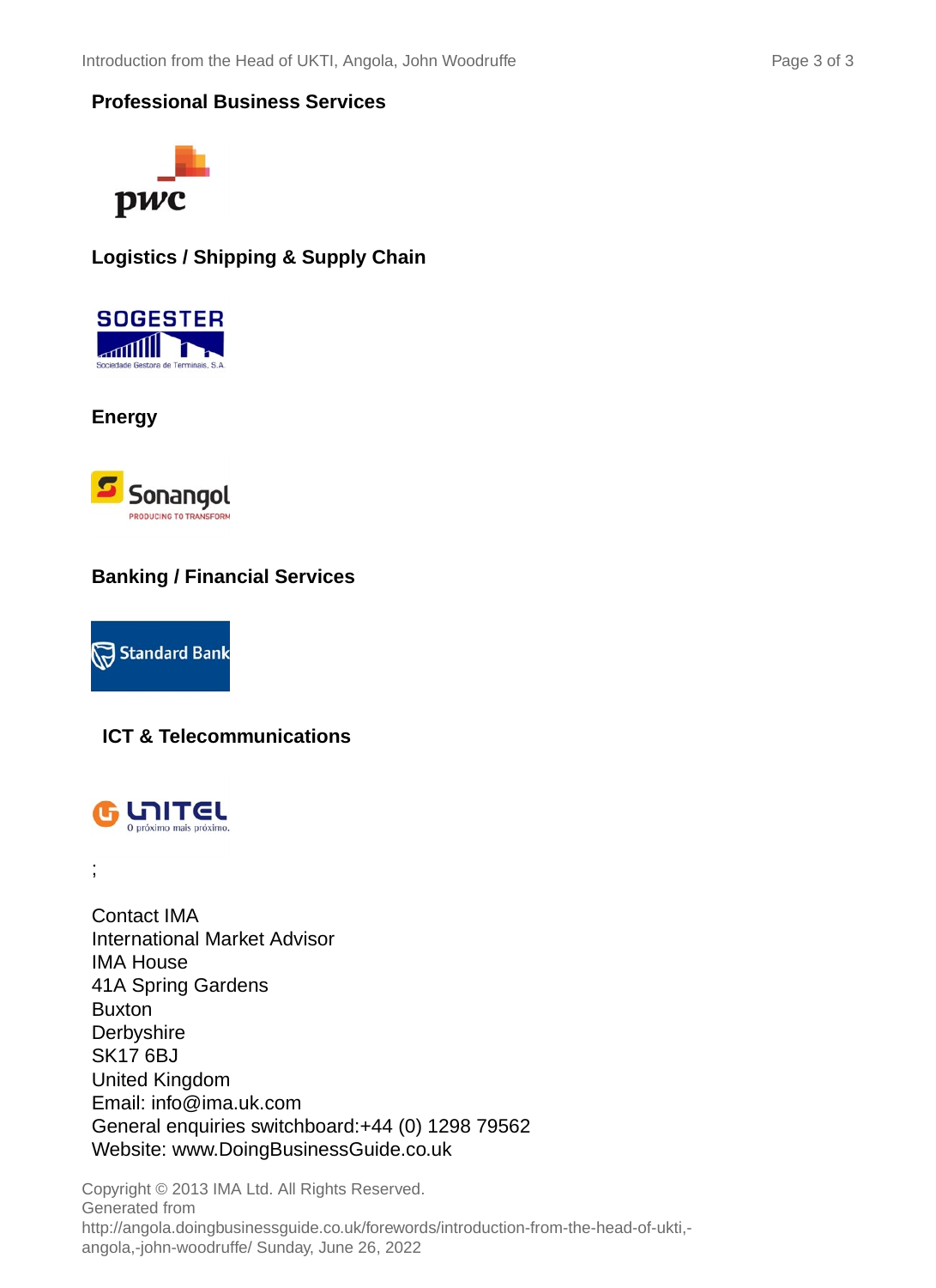**Professional Business Services**

**Logistics / Shipping & Supply Chain**

**Energy**

**Banking / Financial Services**

**ICT & Telecommunications**

;

Contact IMA
International Market Advisor
IMA House
41A Spring Gardens
Buxton
Derbyshire
SK17 6BJ
United Kingdom
Email: info@ima.uk.com
General enquiries switchboard:+44 (0) 1298 79562
Website: www.DoingBusinessGuide.co.uk

Copyright © 2013 IMA Ltd. All Rights Reserved.
Generated from
http://angola.doingbusinessguide.co.uk/forewords/introduction-from-the-head-of-ukti,-angola,-john-woodruffe/ Sunday, June 26, 2022